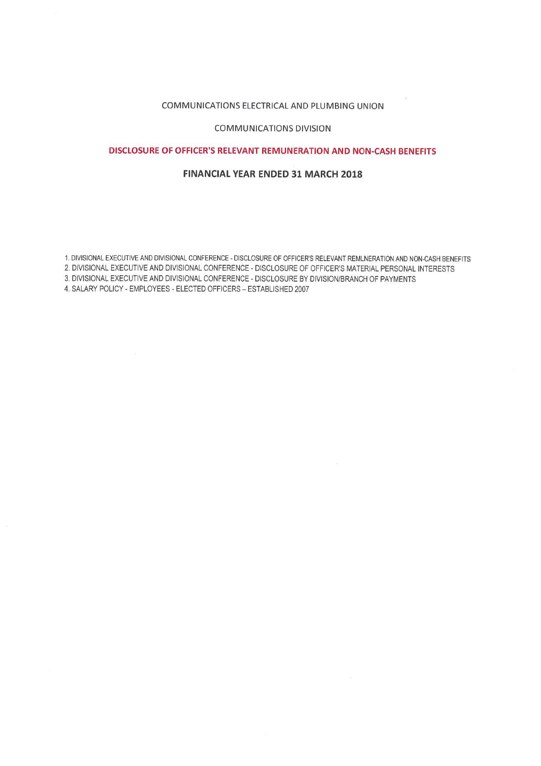COMMUNICATIONS ELECTRICAL AND PLUMBING UNION

COMMUNICATIONS DIVISION

## DISCLOSURE OF OFFICER'S RELEVANT REMUNERATION AND NON-CASH BENEFITS

### FINANCIAL YEAR ENDED 31 MARCH 2018

1. DIVISIONAL EXECUTIVE AND DIVISIONAL CONFERENCE - DISCLOSURE OF OFFICER'S RELEVANT REMUNERATION AND NON-CASH BENEFITS
2. DIVISIONAL EXECUTIVE AND DIVISIONAL CONFERENCE - DISCLOSURE OF OFFICER'S MATERIAL PERSONAL INTERESTS
3. DIVISIONAL EXECUTIVE AND DIVISIONAL CONFERENCE - DISCLOSURE BY DIVISION/BRANCH OF PAYMENTS
4. SALARY POLICY - EMPLOYEES - ELECTED OFFICERS – ESTABLISHED 2007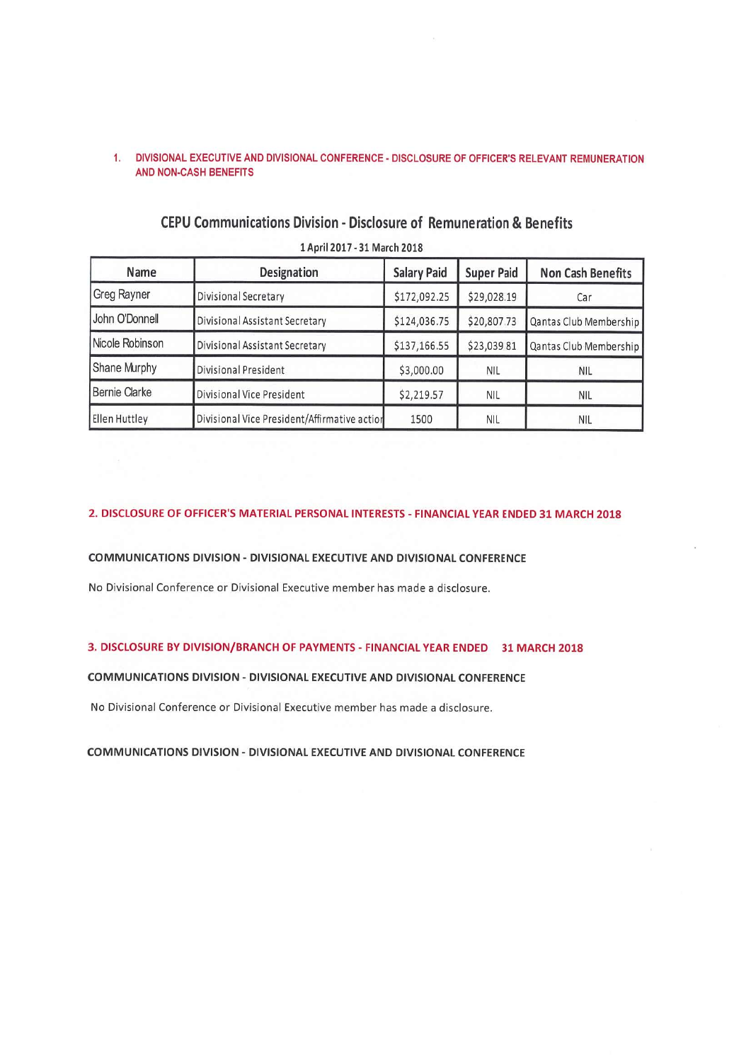## 1. DIVISIONAL EXECUTIVE AND DIVISIONAL CONFERENCE - DISCLOSURE OF OFFICER'S RELEVANT REMUNERATION AND NON-CASH BENEFITS

### CEPU Communications Division - Disclosure of Remuneration & Benefits

**1 April 2017 - 31 March 2018**

| Name | Designation | Salary Paid | Super Paid | Non Cash Benefits |
|---|---|---|---|---|
| Greg Rayner | Divisional Secretary | $172,092.25 | $29,028.19 | Car |
| John O'Donnell | Divisional Assistant Secretary | $124,036.75 | $20,807.73 | Qantas Club Membership |
| Nicole Robinson | Divisional Assistant Secretary | $137,166.55 | $23,039 81 | Qantas Club Membership |
| Shane Murphy | Divisional President | $3,000.00 | NIL | NIL |
| Bernie Clarke | Divisional Vice President | $2,219.57 | NIL | NIL |
| Ellen Huttley | Divisional Vice President/Affirmative actior | 1500 | NIL | NIL |

## 2. DISCLOSURE OF OFFICER'S MATERIAL PERSONAL INTERESTS - FINANCIAL YEAR ENDED 31 MARCH 2018

**COMMUNICATIONS DIVISION - DIVISIONAL EXECUTIVE AND DIVISIONAL CONFERENCE**

No Divisional Conference or Divisional Executive member has made a disclosure.

## 3. DISCLOSURE BY DIVISION/BRANCH OF PAYMENTS - FINANCIAL YEAR ENDED 31 MARCH 2018

**COMMUNICATIONS DIVISION - DIVISIONAL EXECUTIVE AND DIVISIONAL CONFERENCE**

No Divisional Conference or Divisional Executive member has made a disclosure.

**COMMUNICATIONS DIVISION - DIVISIONAL EXECUTIVE AND DIVISIONAL CONFERENCE**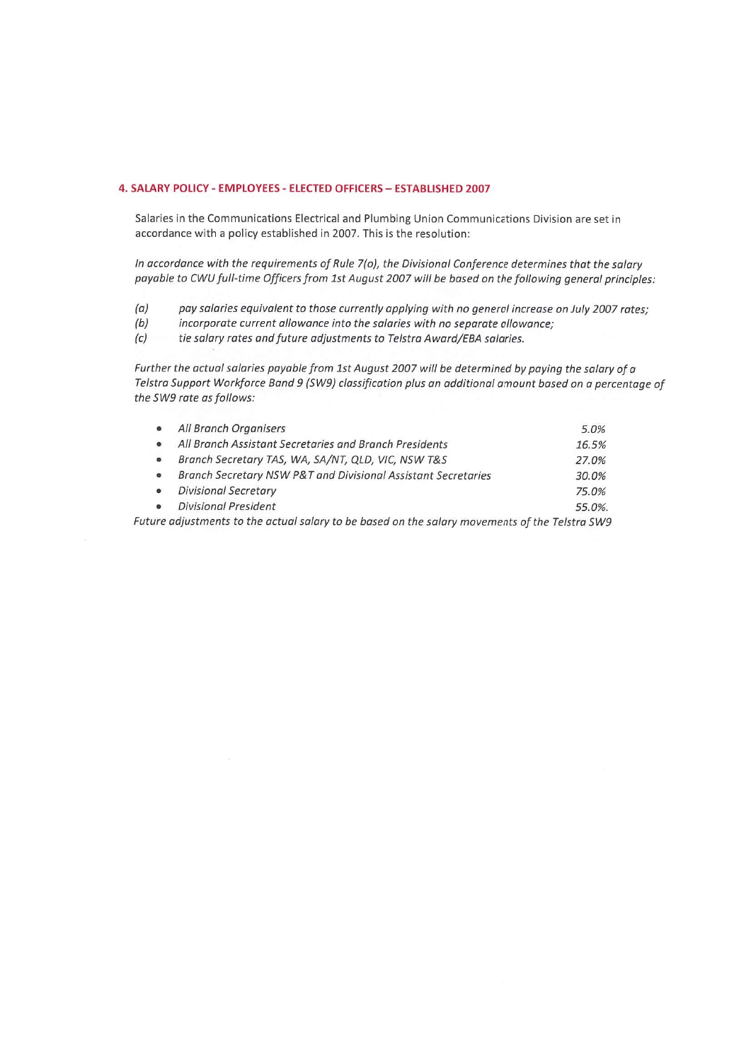## 4. SALARY POLICY - EMPLOYEES - ELECTED OFFICERS – ESTABLISHED 2007

Salaries in the Communications Electrical and Plumbing Union Communications Division are set in accordance with a policy established in 2007. This is the resolution:

*In accordance with the requirements of Rule 7(o), the Divisional Conference determines that the salary payable to CWU full-time Officers from 1st August 2007 will be based on the following general principles:*

*(a) pay salaries equivalent to those currently applying with no general increase on July 2007 rates;*
*(b) incorporate current allowance into the salaries with no separate allowance;*
*(c) tie salary rates and future adjustments to Telstra Award/EBA salaries.*

*Further the actual salaries payable from 1st August 2007 will be determined by paying the salary of a Telstra Support Workforce Band 9 (SW9) classification plus an additional amount based on a percentage of the SW9 rate as follows:*

| | |
|---|---|
| • *All Branch Organisers* | *5.0%* |
| • *All Branch Assistant Secretaries and Branch Presidents* | *16.5%* |
| • *Branch Secretary TAS, WA, SA/NT, QLD, VIC, NSW T&S* | *27.0%* |
| • *Branch Secretary NSW P&T and Divisional Assistant Secretaries* | *30.0%* |
| • *Divisional Secretary* | *75.0%* |
| • *Divisional President* | *55.0%.* |

*Future adjustments to the actual salary to be based on the salary movements of the Telstra SW9*